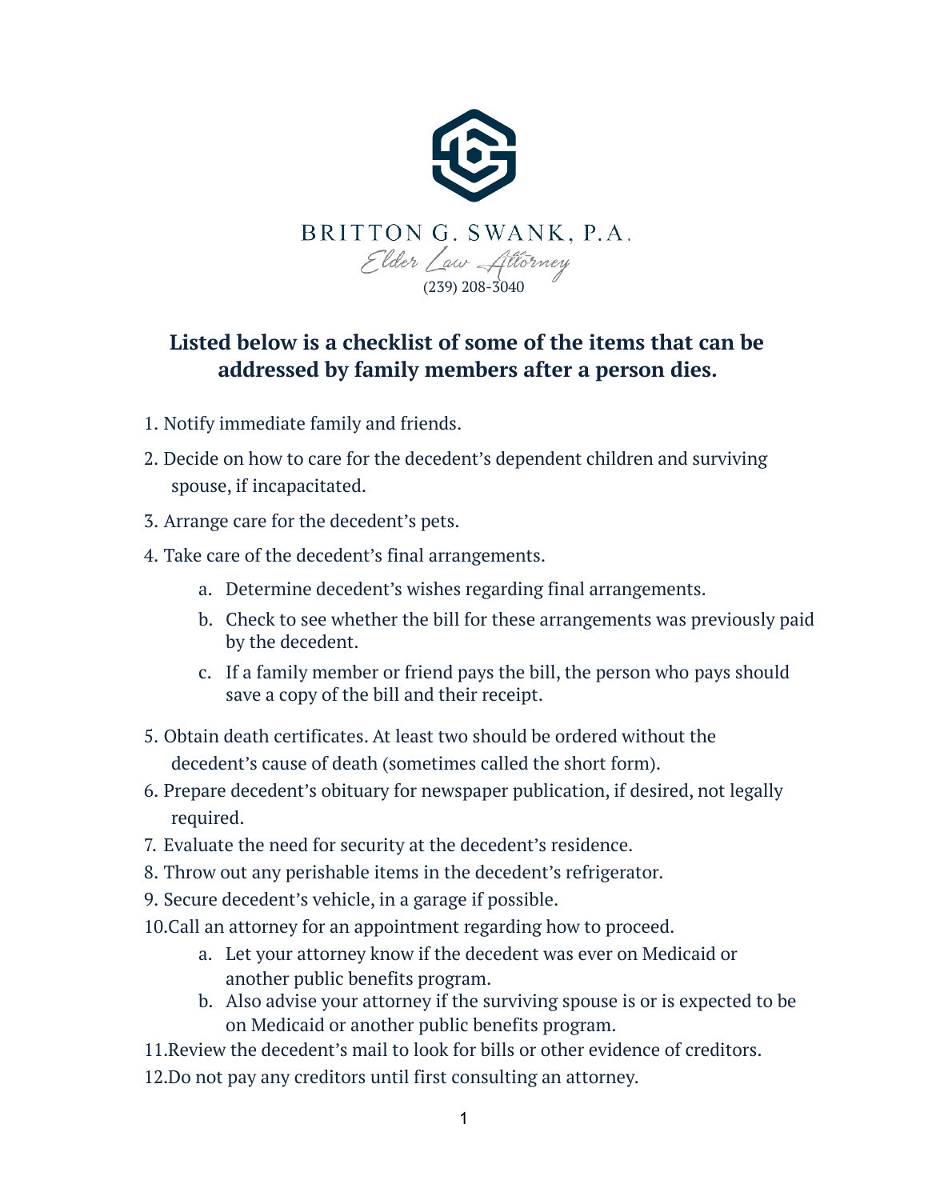BRITTON G. SWANK, P.A.

*Elder Law Attorney*

(239) 208-3040

## Listed below is a checklist of some of the items that can be addressed by family members after a person dies.

1. Notify immediate family and friends.
2. Decide on how to care for the decedent's dependent children and surviving spouse, if incapacitated.
3. Arrange care for the decedent's pets.
4. Take care of the decedent's final arrangements.
    a. Determine decedent's wishes regarding final arrangements.
    b. Check to see whether the bill for these arrangements was previously paid by the decedent.
    c. If a family member or friend pays the bill, the person who pays should save a copy of the bill and their receipt.
5. Obtain death certificates. At least two should be ordered without the decedent's cause of death (sometimes called the short form).
6. Prepare decedent's obituary for newspaper publication, if desired, not legally required.
7. Evaluate the need for security at the decedent's residence.
8. Throw out any perishable items in the decedent's refrigerator.
9. Secure decedent's vehicle, in a garage if possible.
10. Call an attorney for an appointment regarding how to proceed.
    a. Let your attorney know if the decedent was ever on Medicaid or another public benefits program.
    b. Also advise your attorney if the surviving spouse is or is expected to be on Medicaid or another public benefits program.
11. Review the decedent's mail to look for bills or other evidence of creditors.
12. Do not pay any creditors until first consulting an attorney.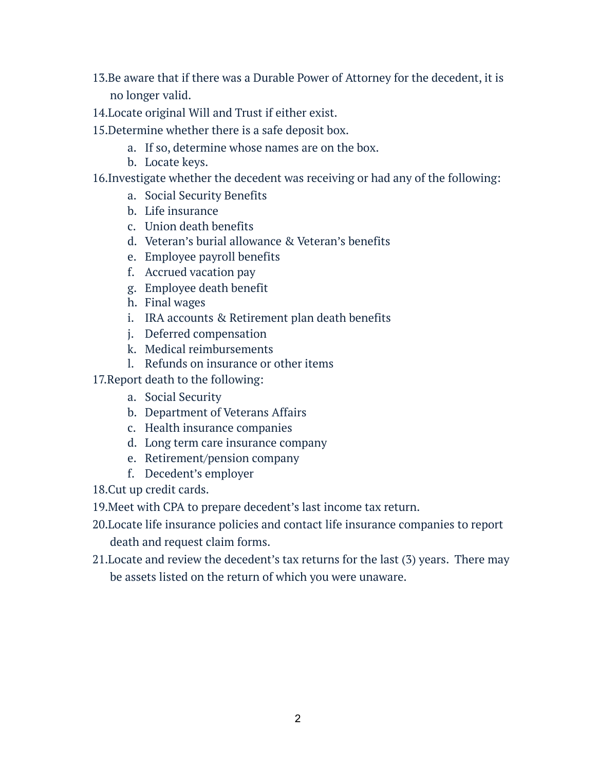13. Be aware that if there was a Durable Power of Attorney for the decedent, it is no longer valid.
14. Locate original Will and Trust if either exist.
15. Determine whether there is a safe deposit box.
    a. If so, determine whose names are on the box.
    b. Locate keys.
16. Investigate whether the decedent was receiving or had any of the following:
    a. Social Security Benefits
    b. Life insurance
    c. Union death benefits
    d. Veteran's burial allowance & Veteran's benefits
    e. Employee payroll benefits
    f. Accrued vacation pay
    g. Employee death benefit
    h. Final wages
    i. IRA accounts & Retirement plan death benefits
    j. Deferred compensation
    k. Medical reimbursements
    l. Refunds on insurance or other items
17. Report death to the following:
    a. Social Security
    b. Department of Veterans Affairs
    c. Health insurance companies
    d. Long term care insurance company
    e. Retirement/pension company
    f. Decedent's employer
18. Cut up credit cards.
19. Meet with CPA to prepare decedent's last income tax return.
20. Locate life insurance policies and contact life insurance companies to report death and request claim forms.
21. Locate and review the decedent's tax returns for the last (3) years. There may be assets listed on the return of which you were unaware.